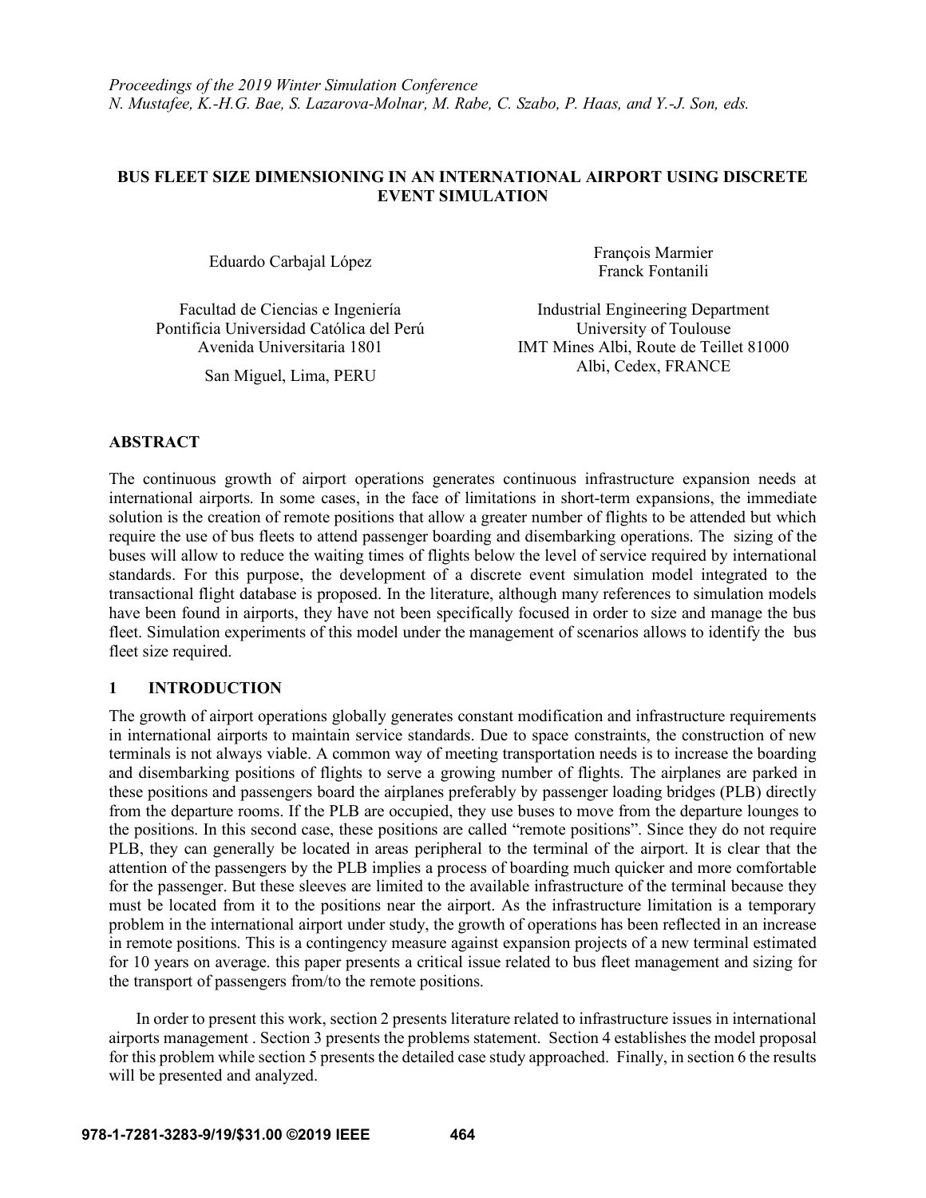# BUS FLEET SIZE DIMENSIONING IN AN INTERNATIONAL AIRPORT USING DISCRETE EVENT SIMULATION

Eduardo Carbajal López

Facultad de Ciencias e Ingeniería
Pontificia Universidad Católica del Perú
Avenida Universitaria 1801
San Miguel, Lima, PERU

François Marmier
Franck Fontanili

Industrial Engineering Department
University of Toulouse
IMT Mines Albi, Route de Teillet 81000
Albi, Cedex, FRANCE

## ABSTRACT

The continuous growth of airport operations generates continuous infrastructure expansion needs at international airports. In some cases, in the face of limitations in short-term expansions, the immediate solution is the creation of remote positions that allow a greater number of flights to be attended but which require the use of bus fleets to attend passenger boarding and disembarking operations. The sizing of the buses will allow to reduce the waiting times of flights below the level of service required by international standards. For this purpose, the development of a discrete event simulation model integrated to the transactional flight database is proposed. In the literature, although many references to simulation models have been found in airports, they have not been specifically focused in order to size and manage the bus fleet. Simulation experiments of this model under the management of scenarios allows to identify the bus fleet size required.

## 1 INTRODUCTION

The growth of airport operations globally generates constant modification and infrastructure requirements in international airports to maintain service standards. Due to space constraints, the construction of new terminals is not always viable. A common way of meeting transportation needs is to increase the boarding and disembarking positions of flights to serve a growing number of flights. The airplanes are parked in these positions and passengers board the airplanes preferably by passenger loading bridges (PLB) directly from the departure rooms. If the PLB are occupied, they use buses to move from the departure lounges to the positions. In this second case, these positions are called "remote positions". Since they do not require PLB, they can generally be located in areas peripheral to the terminal of the airport. It is clear that the attention of the passengers by the PLB implies a process of boarding much quicker and more comfortable for the passenger. But these sleeves are limited to the available infrastructure of the terminal because they must be located from it to the positions near the airport. As the infrastructure limitation is a temporary problem in the international airport under study, the growth of operations has been reflected in an increase in remote positions. This is a contingency measure against expansion projects of a new terminal estimated for 10 years on average. this paper presents a critical issue related to bus fleet management and sizing for the transport of passengers from/to the remote positions.

In order to present this work, section 2 presents literature related to infrastructure issues in international airports management . Section 3 presents the problems statement. Section 4 establishes the model proposal for this problem while section 5 presents the detailed case study approached. Finally, in section 6 the results will be presented and analyzed.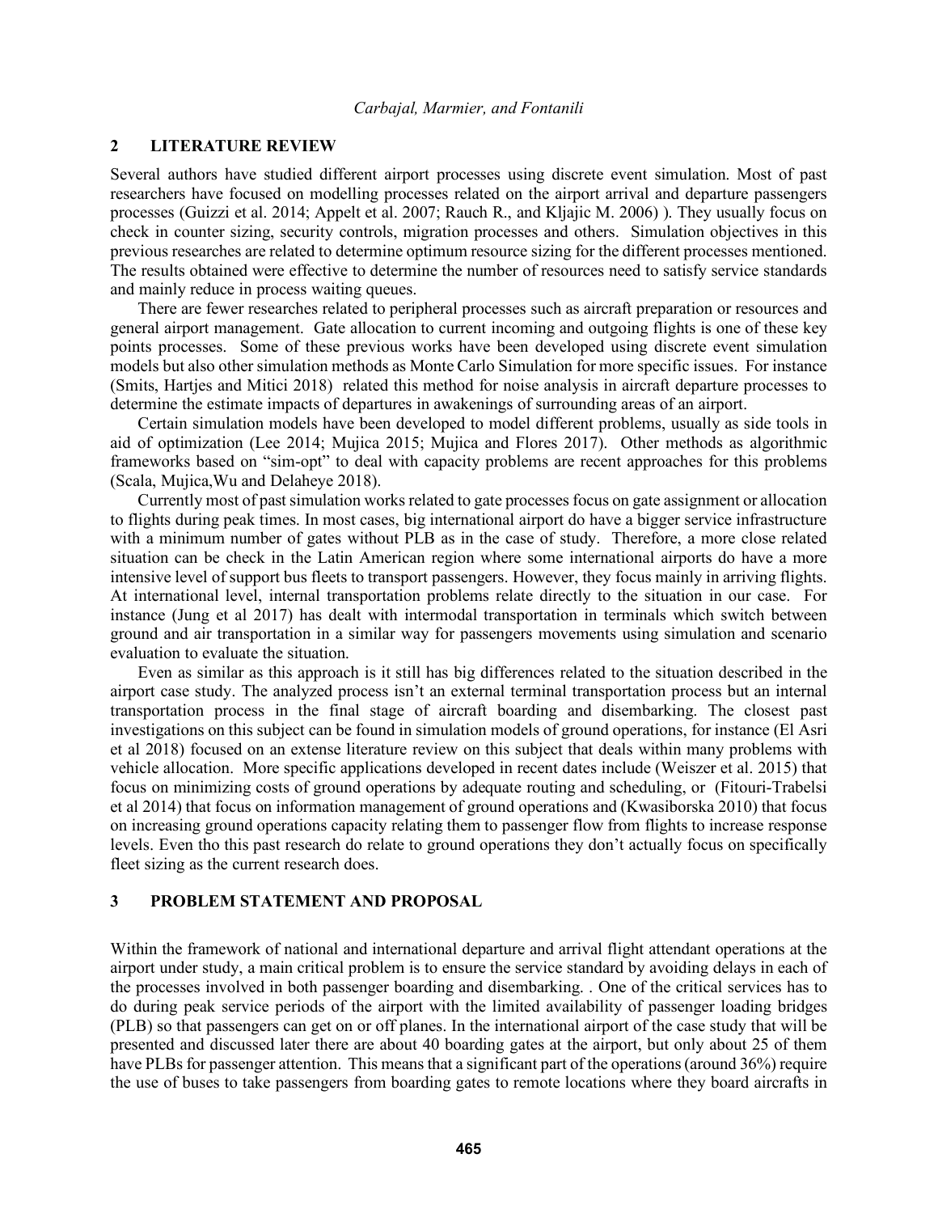## 2 LITERATURE REVIEW

Several authors have studied different airport processes using discrete event simulation. Most of past researchers have focused on modelling processes related on the airport arrival and departure passengers processes (Guizzi et al. 2014; Appelt et al. 2007; Rauch R., and Kljajic M. 2006) ). They usually focus on check in counter sizing, security controls, migration processes and others. Simulation objectives in this previous researches are related to determine optimum resource sizing for the different processes mentioned. The results obtained were effective to determine the number of resources need to satisfy service standards and mainly reduce in process waiting queues.

There are fewer researches related to peripheral processes such as aircraft preparation or resources and general airport management. Gate allocation to current incoming and outgoing flights is one of these key points processes. Some of these previous works have been developed using discrete event simulation models but also other simulation methods as Monte Carlo Simulation for more specific issues. For instance (Smits, Hartjes and Mitici 2018) related this method for noise analysis in aircraft departure processes to determine the estimate impacts of departures in awakenings of surrounding areas of an airport.

Certain simulation models have been developed to model different problems, usually as side tools in aid of optimization (Lee 2014; Mujica 2015; Mujica and Flores 2017). Other methods as algorithmic frameworks based on "sim-opt" to deal with capacity problems are recent approaches for this problems (Scala, Mujica,Wu and Delaheye 2018).

Currently most of past simulation works related to gate processes focus on gate assignment or allocation to flights during peak times. In most cases, big international airport do have a bigger service infrastructure with a minimum number of gates without PLB as in the case of study. Therefore, a more close related situation can be check in the Latin American region where some international airports do have a more intensive level of support bus fleets to transport passengers. However, they focus mainly in arriving flights. At international level, internal transportation problems relate directly to the situation in our case. For instance (Jung et al 2017) has dealt with intermodal transportation in terminals which switch between ground and air transportation in a similar way for passengers movements using simulation and scenario evaluation to evaluate the situation.

Even as similar as this approach is it still has big differences related to the situation described in the airport case study. The analyzed process isn't an external terminal transportation process but an internal transportation process in the final stage of aircraft boarding and disembarking. The closest past investigations on this subject can be found in simulation models of ground operations, for instance (El Asri et al 2018) focused on an extense literature review on this subject that deals within many problems with vehicle allocation. More specific applications developed in recent dates include (Weiszer et al. 2015) that focus on minimizing costs of ground operations by adequate routing and scheduling, or (Fitouri-Trabelsi et al 2014) that focus on information management of ground operations and (Kwasiborska 2010) that focus on increasing ground operations capacity relating them to passenger flow from flights to increase response levels. Even tho this past research do relate to ground operations they don't actually focus on specifically fleet sizing as the current research does.

## 3 PROBLEM STATEMENT AND PROPOSAL

Within the framework of national and international departure and arrival flight attendant operations at the airport under study, a main critical problem is to ensure the service standard by avoiding delays in each of the processes involved in both passenger boarding and disembarking. . One of the critical services has to do during peak service periods of the airport with the limited availability of passenger loading bridges (PLB) so that passengers can get on or off planes. In the international airport of the case study that will be presented and discussed later there are about 40 boarding gates at the airport, but only about 25 of them have PLBs for passenger attention. This means that a significant part of the operations (around 36%) require the use of buses to take passengers from boarding gates to remote locations where they board aircrafts in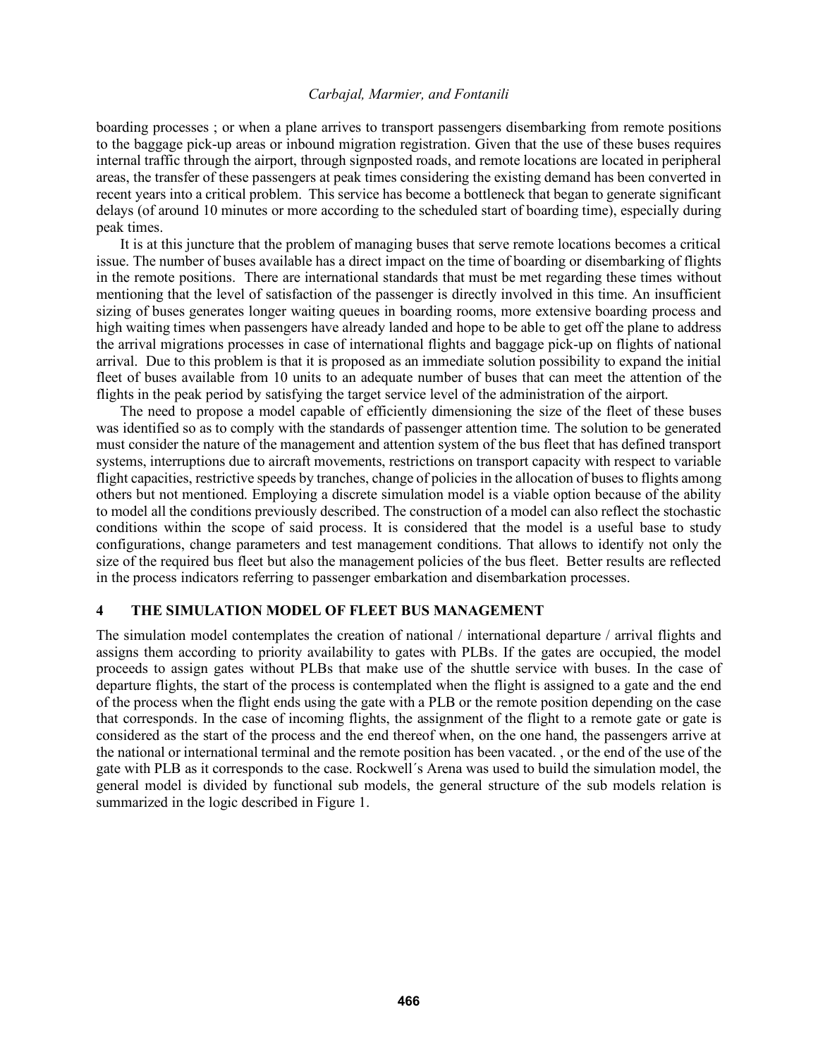boarding processes ; or when a plane arrives to transport passengers disembarking from remote positions to the baggage pick-up areas or inbound migration registration. Given that the use of these buses requires internal traffic through the airport, through signposted roads, and remote locations are located in peripheral areas, the transfer of these passengers at peak times considering the existing demand has been converted in recent years into a critical problem. This service has become a bottleneck that began to generate significant delays (of around 10 minutes or more according to the scheduled start of boarding time), especially during peak times.

It is at this juncture that the problem of managing buses that serve remote locations becomes a critical issue. The number of buses available has a direct impact on the time of boarding or disembarking of flights in the remote positions. There are international standards that must be met regarding these times without mentioning that the level of satisfaction of the passenger is directly involved in this time. An insufficient sizing of buses generates longer waiting queues in boarding rooms, more extensive boarding process and high waiting times when passengers have already landed and hope to be able to get off the plane to address the arrival migrations processes in case of international flights and baggage pick-up on flights of national arrival. Due to this problem is that it is proposed as an immediate solution possibility to expand the initial fleet of buses available from 10 units to an adequate number of buses that can meet the attention of the flights in the peak period by satisfying the target service level of the administration of the airport.

The need to propose a model capable of efficiently dimensioning the size of the fleet of these buses was identified so as to comply with the standards of passenger attention time. The solution to be generated must consider the nature of the management and attention system of the bus fleet that has defined transport systems, interruptions due to aircraft movements, restrictions on transport capacity with respect to variable flight capacities, restrictive speeds by tranches, change of policies in the allocation of buses to flights among others but not mentioned. Employing a discrete simulation model is a viable option because of the ability to model all the conditions previously described. The construction of a model can also reflect the stochastic conditions within the scope of said process. It is considered that the model is a useful base to study configurations, change parameters and test management conditions. That allows to identify not only the size of the required bus fleet but also the management policies of the bus fleet. Better results are reflected in the process indicators referring to passenger embarkation and disembarkation processes.

## 4 THE SIMULATION MODEL OF FLEET BUS MANAGEMENT

The simulation model contemplates the creation of national / international departure / arrival flights and assigns them according to priority availability to gates with PLBs. If the gates are occupied, the model proceeds to assign gates without PLBs that make use of the shuttle service with buses. In the case of departure flights, the start of the process is contemplated when the flight is assigned to a gate and the end of the process when the flight ends using the gate with a PLB or the remote position depending on the case that corresponds. In the case of incoming flights, the assignment of the flight to a remote gate or gate is considered as the start of the process and the end thereof when, on the one hand, the passengers arrive at the national or international terminal and the remote position has been vacated. , or the end of the use of the gate with PLB as it corresponds to the case. Rockwell´s Arena was used to build the simulation model, the general model is divided by functional sub models, the general structure of the sub models relation is summarized in the logic described in Figure 1.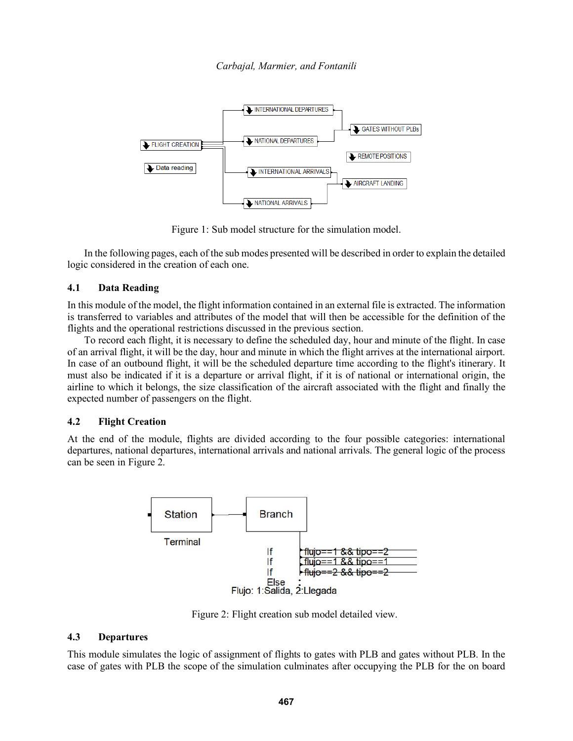Figure 1: Sub model structure for the simulation model.

In the following pages, each of the sub modes presented will be described in order to explain the detailed logic considered in the creation of each one.

### 4.1 Data Reading

In this module of the model, the flight information contained in an external file is extracted. The information is transferred to variables and attributes of the model that will then be accessible for the definition of the flights and the operational restrictions discussed in the previous section.

To record each flight, it is necessary to define the scheduled day, hour and minute of the flight. In case of an arrival flight, it will be the day, hour and minute in which the flight arrives at the international airport. In case of an outbound flight, it will be the scheduled departure time according to the flight's itinerary. It must also be indicated if it is a departure or arrival flight, if it is of national or international origin, the airline to which it belongs, the size classification of the aircraft associated with the flight and finally the expected number of passengers on the flight.

### 4.2 Flight Creation

At the end of the module, flights are divided according to the four possible categories: international departures, national departures, international arrivals and national arrivals. The general logic of the process can be seen in Figure 2.

Figure 2: Flight creation sub model detailed view.

### 4.3 Departures

This module simulates the logic of assignment of flights to gates with PLB and gates without PLB. In the case of gates with PLB the scope of the simulation culminates after occupying the PLB for the on board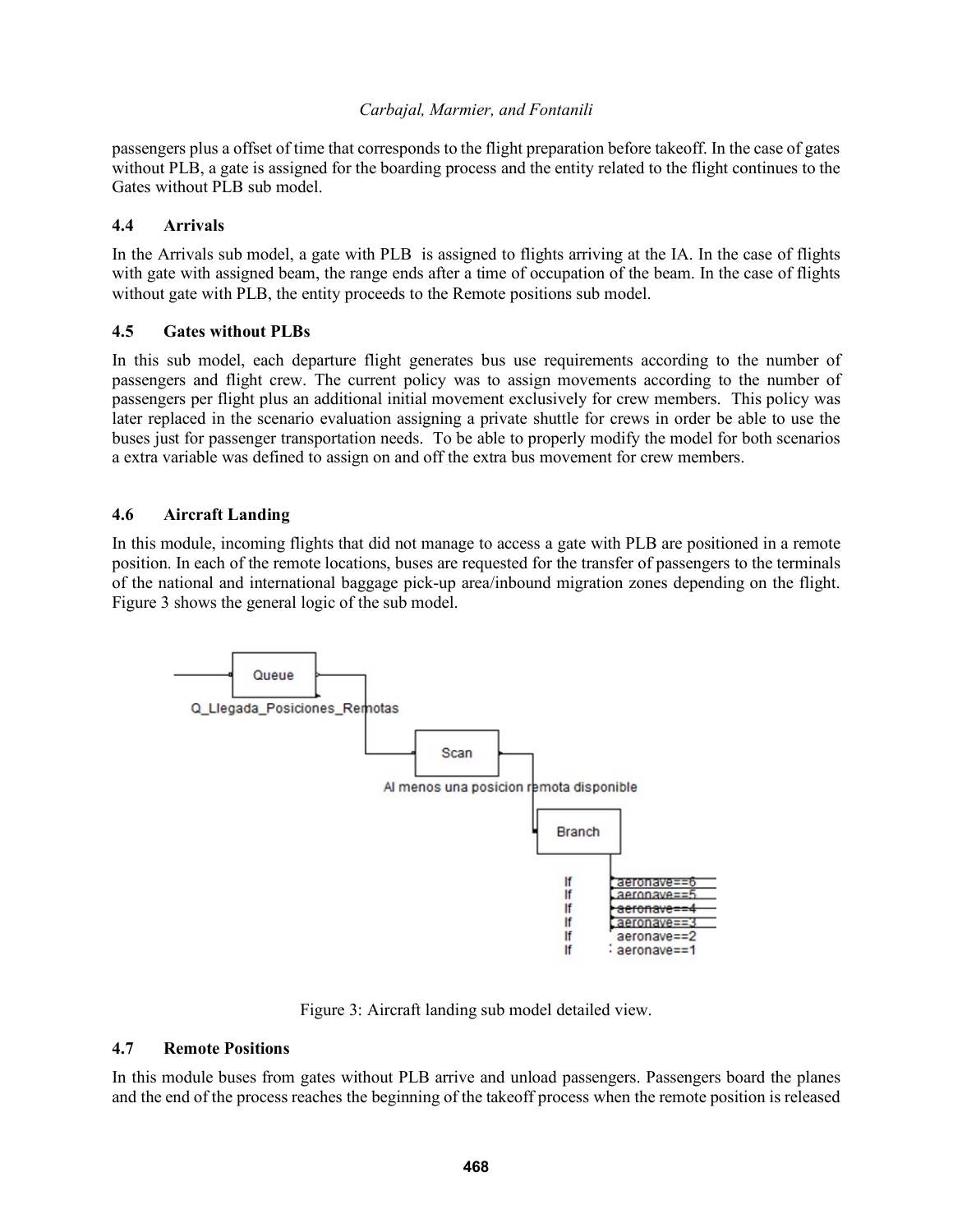passengers plus a offset of time that corresponds to the flight preparation before takeoff. In the case of gates without PLB, a gate is assigned for the boarding process and the entity related to the flight continues to the Gates without PLB sub model.

### 4.4 Arrivals

In the Arrivals sub model, a gate with PLB is assigned to flights arriving at the IA. In the case of flights with gate with assigned beam, the range ends after a time of occupation of the beam. In the case of flights without gate with PLB, the entity proceeds to the Remote positions sub model.

### 4.5 Gates without PLBs

In this sub model, each departure flight generates bus use requirements according to the number of passengers and flight crew. The current policy was to assign movements according to the number of passengers per flight plus an additional initial movement exclusively for crew members. This policy was later replaced in the scenario evaluation assigning a private shuttle for crews in order be able to use the buses just for passenger transportation needs. To be able to properly modify the model for both scenarios a extra variable was defined to assign on and off the extra bus movement for crew members.

### 4.6 Aircraft Landing

In this module, incoming flights that did not manage to access a gate with PLB are positioned in a remote position. In each of the remote locations, buses are requested for the transfer of passengers to the terminals of the national and international baggage pick-up area/inbound migration zones depending on the flight. Figure 3 shows the general logic of the sub model.

Figure 3: Aircraft landing sub model detailed view.

### 4.7 Remote Positions

In this module buses from gates without PLB arrive and unload passengers. Passengers board the planes and the end of the process reaches the beginning of the takeoff process when the remote position is released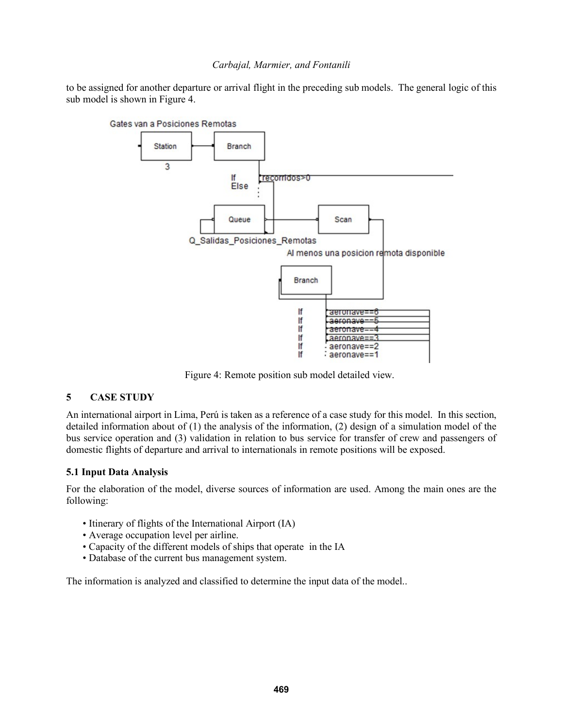to be assigned for another departure or arrival flight in the preceding sub models. The general logic of this sub model is shown in Figure 4.

Figure 4: Remote position sub model detailed view.

## 5 CASE STUDY

An international airport in Lima, Perú is taken as a reference of a case study for this model. In this section, detailed information about of (1) the analysis of the information, (2) design of a simulation model of the bus service operation and (3) validation in relation to bus service for transfer of crew and passengers of domestic flights of departure and arrival to internationals in remote positions will be exposed.

### 5.1 Input Data Analysis

For the elaboration of the model, diverse sources of information are used. Among the main ones are the following:

- Itinerary of flights of the International Airport (IA)
- Average occupation level per airline.
- Capacity of the different models of ships that operate in the IA
- Database of the current bus management system.

The information is analyzed and classified to determine the input data of the model..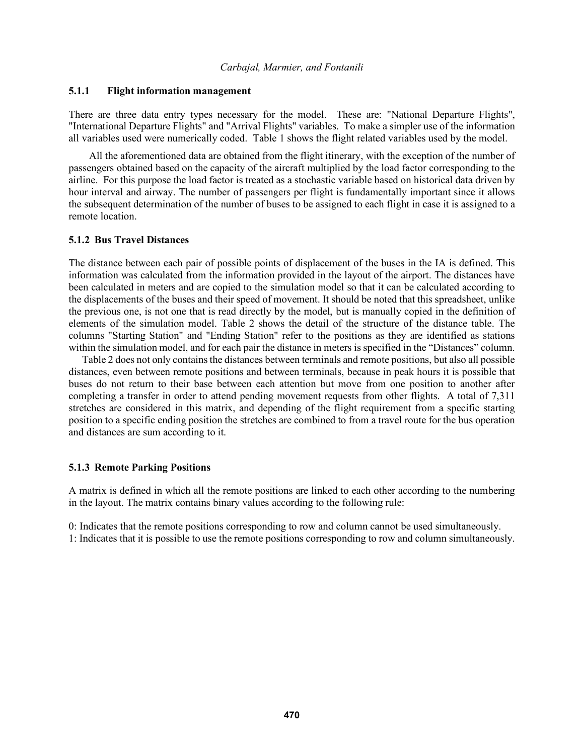### 5.1.1 Flight information management

There are three data entry types necessary for the model. These are: "National Departure Flights", "International Departure Flights" and "Arrival Flights" variables. To make a simpler use of the information all variables used were numerically coded. Table 1 shows the flight related variables used by the model.

All the aforementioned data are obtained from the flight itinerary, with the exception of the number of passengers obtained based on the capacity of the aircraft multiplied by the load factor corresponding to the airline. For this purpose the load factor is treated as a stochastic variable based on historical data driven by hour interval and airway. The number of passengers per flight is fundamentally important since it allows the subsequent determination of the number of buses to be assigned to each flight in case it is assigned to a remote location.

### 5.1.2 Bus Travel Distances

The distance between each pair of possible points of displacement of the buses in the IA is defined. This information was calculated from the information provided in the layout of the airport. The distances have been calculated in meters and are copied to the simulation model so that it can be calculated according to the displacements of the buses and their speed of movement. It should be noted that this spreadsheet, unlike the previous one, is not one that is read directly by the model, but is manually copied in the definition of elements of the simulation model. Table 2 shows the detail of the structure of the distance table. The columns "Starting Station" and "Ending Station" refer to the positions as they are identified as stations within the simulation model, and for each pair the distance in meters is specified in the "Distances" column.

Table 2 does not only contains the distances between terminals and remote positions, but also all possible distances, even between remote positions and between terminals, because in peak hours it is possible that buses do not return to their base between each attention but move from one position to another after completing a transfer in order to attend pending movement requests from other flights. A total of 7,311 stretches are considered in this matrix, and depending of the flight requirement from a specific starting position to a specific ending position the stretches are combined to from a travel route for the bus operation and distances are sum according to it.

### 5.1.3 Remote Parking Positions

A matrix is defined in which all the remote positions are linked to each other according to the numbering in the layout. The matrix contains binary values according to the following rule:

0: Indicates that the remote positions corresponding to row and column cannot be used simultaneously.
1: Indicates that it is possible to use the remote positions corresponding to row and column simultaneously.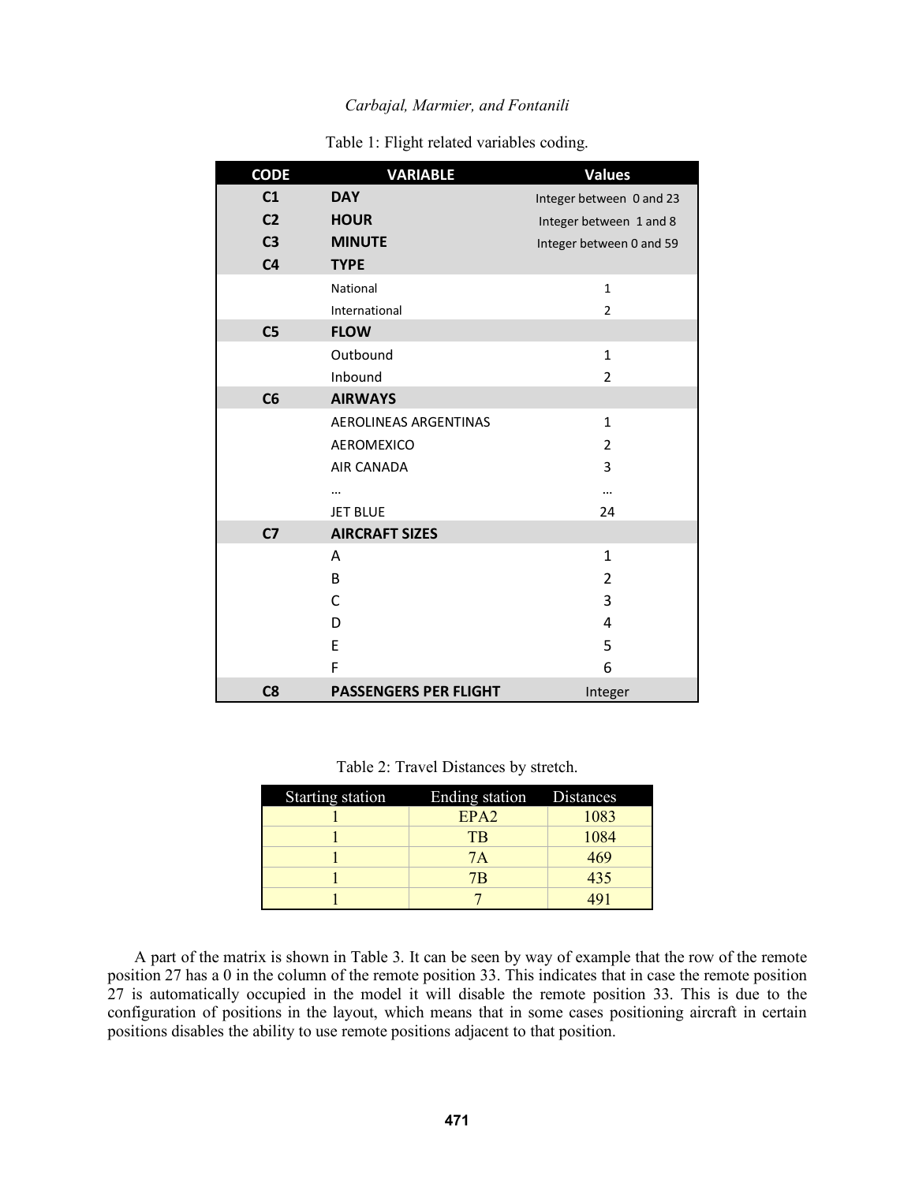Table 1: Flight related variables coding.

| CODE | VARIABLE | Values |
|---|---|---|
| **C1** | **DAY** | Integer between 0 and 23 |
| **C2** | **HOUR** | Integer between 1 and 8 |
| **C3** | **MINUTE** | Integer between 0 and 59 |
| **C4** | **TYPE** | |
| | National | 1 |
| | International | 2 |
| **C5** | **FLOW** | |
| | Outbound | 1 |
| | Inbound | 2 |
| **C6** | **AIRWAYS** | |
| | AEROLINEAS ARGENTINAS | 1 |
| | AEROMEXICO | 2 |
| | AIR CANADA | 3 |
| | … | … |
| | JET BLUE | 24 |
| **C7** | **AIRCRAFT SIZES** | |
| | A | 1 |
| | B | 2 |
| | C | 3 |
| | D | 4 |
| | E | 5 |
| | F | 6 |
| **C8** | **PASSENGERS PER FLIGHT** | Integer |

Table 2: Travel Distances by stretch.

| Starting station | Ending station | Distances |
|---|---|---|
| 1 | EPA2 | 1083 |
| 1 | TB | 1084 |
| 1 | 7A | 469 |
| 1 | 7B | 435 |
| 1 | 7 | 491 |

A part of the matrix is shown in Table 3. It can be seen by way of example that the row of the remote position 27 has a 0 in the column of the remote position 33. This indicates that in case the remote position 27 is automatically occupied in the model it will disable the remote position 33. This is due to the configuration of positions in the layout, which means that in some cases positioning aircraft in certain positions disables the ability to use remote positions adjacent to that position.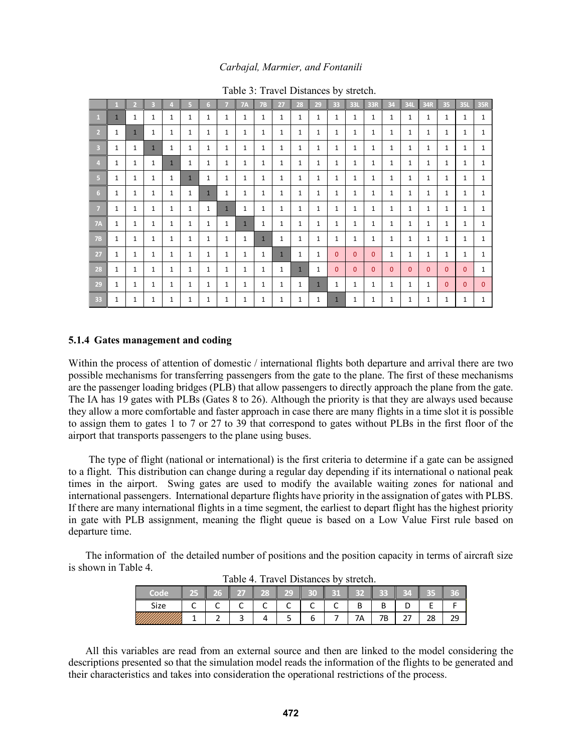Table 3: Travel Distances by stretch.

| | 1 | 2 | 3 | 4 | 5 | 6 | 7 | 7A | 7B | 27 | 28 | 29 | 33 | 33L | 33R | 34 | 34L | 34R | 35 | 35L | 35R |
|---|---|---|---|---|---|---|---|---|---|---|---|---|---|---|---|---|---|---|---|---|---|
| 1 | 1 | 1 | 1 | 1 | 1 | 1 | 1 | 1 | 1 | 1 | 1 | 1 | 1 | 1 | 1 | 1 | 1 | 1 | 1 | 1 | 1 |
| 2 | 1 | 1 | 1 | 1 | 1 | 1 | 1 | 1 | 1 | 1 | 1 | 1 | 1 | 1 | 1 | 1 | 1 | 1 | 1 | 1 | 1 |
| 3 | 1 | 1 | 1 | 1 | 1 | 1 | 1 | 1 | 1 | 1 | 1 | 1 | 1 | 1 | 1 | 1 | 1 | 1 | 1 | 1 | 1 |
| 4 | 1 | 1 | 1 | 1 | 1 | 1 | 1 | 1 | 1 | 1 | 1 | 1 | 1 | 1 | 1 | 1 | 1 | 1 | 1 | 1 | 1 |
| 5 | 1 | 1 | 1 | 1 | 1 | 1 | 1 | 1 | 1 | 1 | 1 | 1 | 1 | 1 | 1 | 1 | 1 | 1 | 1 | 1 | 1 |
| 6 | 1 | 1 | 1 | 1 | 1 | 1 | 1 | 1 | 1 | 1 | 1 | 1 | 1 | 1 | 1 | 1 | 1 | 1 | 1 | 1 | 1 |
| 7 | 1 | 1 | 1 | 1 | 1 | 1 | 1 | 1 | 1 | 1 | 1 | 1 | 1 | 1 | 1 | 1 | 1 | 1 | 1 | 1 | 1 |
| 7A | 1 | 1 | 1 | 1 | 1 | 1 | 1 | 1 | 1 | 1 | 1 | 1 | 1 | 1 | 1 | 1 | 1 | 1 | 1 | 1 | 1 |
| 7B | 1 | 1 | 1 | 1 | 1 | 1 | 1 | 1 | 1 | 1 | 1 | 1 | 1 | 1 | 1 | 1 | 1 | 1 | 1 | 1 | 1 |
| 27 | 1 | 1 | 1 | 1 | 1 | 1 | 1 | 1 | 1 | 1 | 1 | 1 | 0 | 0 | 0 | 1 | 1 | 1 | 1 | 1 | 1 |
| 28 | 1 | 1 | 1 | 1 | 1 | 1 | 1 | 1 | 1 | 1 | 1 | 1 | 0 | 0 | 0 | 0 | 0 | 0 | 0 | 0 | 1 |
| 29 | 1 | 1 | 1 | 1 | 1 | 1 | 1 | 1 | 1 | 1 | 1 | 1 | 1 | 1 | 1 | 1 | 1 | 1 | 0 | 0 | 0 |
| 33 | 1 | 1 | 1 | 1 | 1 | 1 | 1 | 1 | 1 | 1 | 1 | 1 | 1 | 1 | 1 | 1 | 1 | 1 | 1 | 1 | 1 |

### 5.1.4 Gates management and coding

Within the process of attention of domestic / international flights both departure and arrival there are two possible mechanisms for transferring passengers from the gate to the plane. The first of these mechanisms are the passenger loading bridges (PLB) that allow passengers to directly approach the plane from the gate. The IA has 19 gates with PLBs (Gates 8 to 26). Although the priority is that they are always used because they allow a more comfortable and faster approach in case there are many flights in a time slot it is possible to assign them to gates 1 to 7 or 27 to 39 that correspond to gates without PLBs in the first floor of the airport that transports passengers to the plane using buses.

The type of flight (national or international) is the first criteria to determine if a gate can be assigned to a flight. This distribution can change during a regular day depending if its international o national peak times in the airport. Swing gates are used to modify the available waiting zones for national and international passengers. International departure flights have priority in the assignation of gates with PLBS. If there are many international flights in a time segment, the earliest to depart flight has the highest priority in gate with PLB assignment, meaning the flight queue is based on a Low Value First rule based on departure time.

The information of the detailed number of positions and the position capacity in terms of aircraft size is shown in Table 4.

Table 4. Travel Distances by stretch.

| Code | 25 | 26 | 27 | 28 | 29 | 30 | 31 | 32 | 33 | 34 | 35 | 36 |
|---|---|---|---|---|---|---|---|---|---|---|---|---|
| Size | C | C | C | C | C | C | C | B | B | D | E | F |
| | 1 | 2 | 3 | 4 | 5 | 6 | 7 | 7A | 7B | 27 | 28 | 29 |

All this variables are read from an external source and then are linked to the model considering the descriptions presented so that the simulation model reads the information of the flights to be generated and their characteristics and takes into consideration the operational restrictions of the process.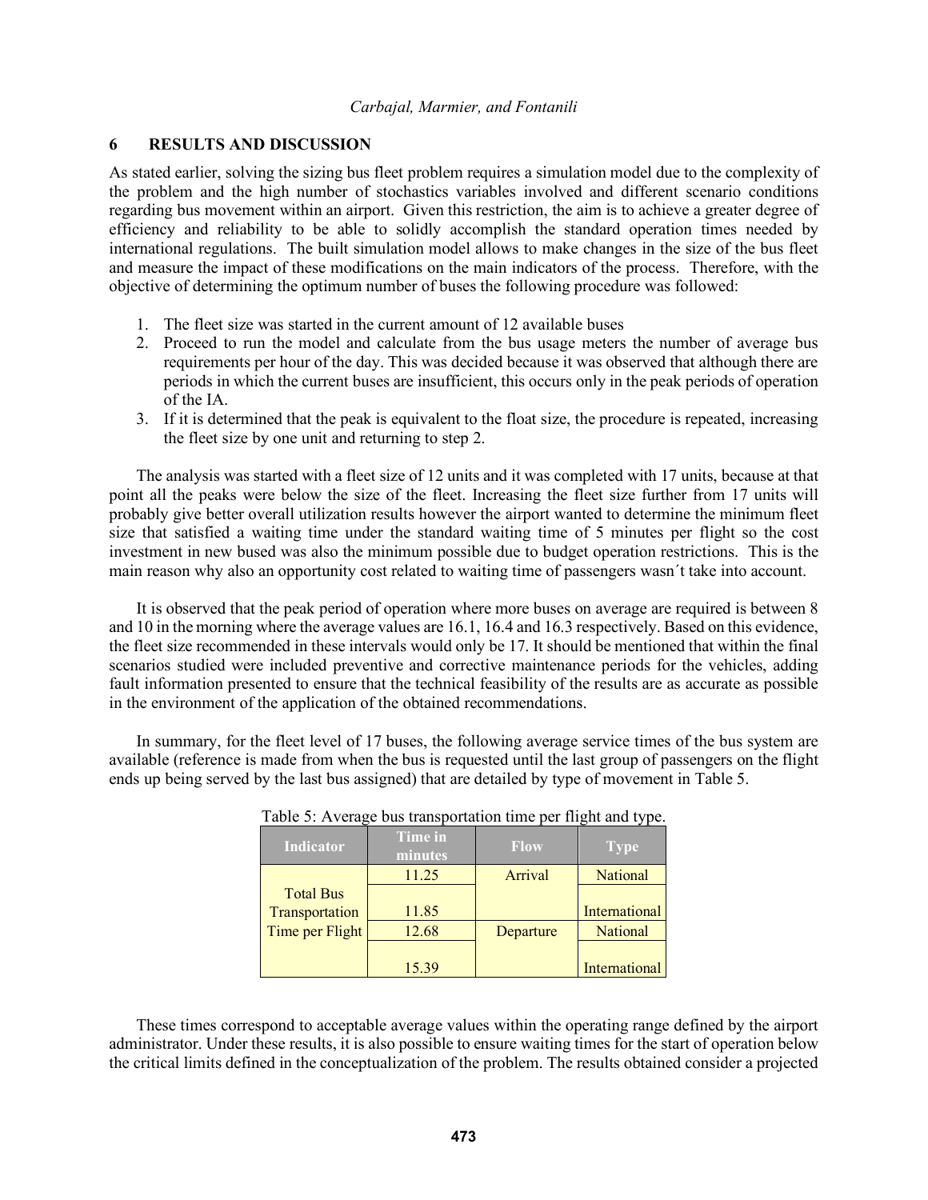## 6 RESULTS AND DISCUSSION

As stated earlier, solving the sizing bus fleet problem requires a simulation model due to the complexity of the problem and the high number of stochastics variables involved and different scenario conditions regarding bus movement within an airport. Given this restriction, the aim is to achieve a greater degree of efficiency and reliability to be able to solidly accomplish the standard operation times needed by international regulations. The built simulation model allows to make changes in the size of the bus fleet and measure the impact of these modifications on the main indicators of the process. Therefore, with the objective of determining the optimum number of buses the following procedure was followed:

1. The fleet size was started in the current amount of 12 available buses
2. Proceed to run the model and calculate from the bus usage meters the number of average bus requirements per hour of the day. This was decided because it was observed that although there are periods in which the current buses are insufficient, this occurs only in the peak periods of operation of the IA.
3. If it is determined that the peak is equivalent to the float size, the procedure is repeated, increasing the fleet size by one unit and returning to step 2.

The analysis was started with a fleet size of 12 units and it was completed with 17 units, because at that point all the peaks were below the size of the fleet. Increasing the fleet size further from 17 units will probably give better overall utilization results however the airport wanted to determine the minimum fleet size that satisfied a waiting time under the standard waiting time of 5 minutes per flight so the cost investment in new bused was also the minimum possible due to budget operation restrictions. This is the main reason why also an opportunity cost related to waiting time of passengers wasn´t take into account.

It is observed that the peak period of operation where more buses on average are required is between 8 and 10 in the morning where the average values are 16.1, 16.4 and 16.3 respectively. Based on this evidence, the fleet size recommended in these intervals would only be 17. It should be mentioned that within the final scenarios studied were included preventive and corrective maintenance periods for the vehicles, adding fault information presented to ensure that the technical feasibility of the results are as accurate as possible in the environment of the application of the obtained recommendations.

In summary, for the fleet level of 17 buses, the following average service times of the bus system are available (reference is made from when the bus is requested until the last group of passengers on the flight ends up being served by the last bus assigned) that are detailed by type of movement in Table 5.

Table 5: Average bus transportation time per flight and type.

| Indicator | Time in minutes | Flow | Type |
|---|---|---|---|
| Total Bus Transportation Time per Flight | 11.25 | Arrival | National |
| | 11.85 | | International |
| | 12.68 | Departure | National |
| | 15.39 | | International |

These times correspond to acceptable average values within the operating range defined by the airport administrator. Under these results, it is also possible to ensure waiting times for the start of operation below the critical limits defined in the conceptualization of the problem. The results obtained consider a projected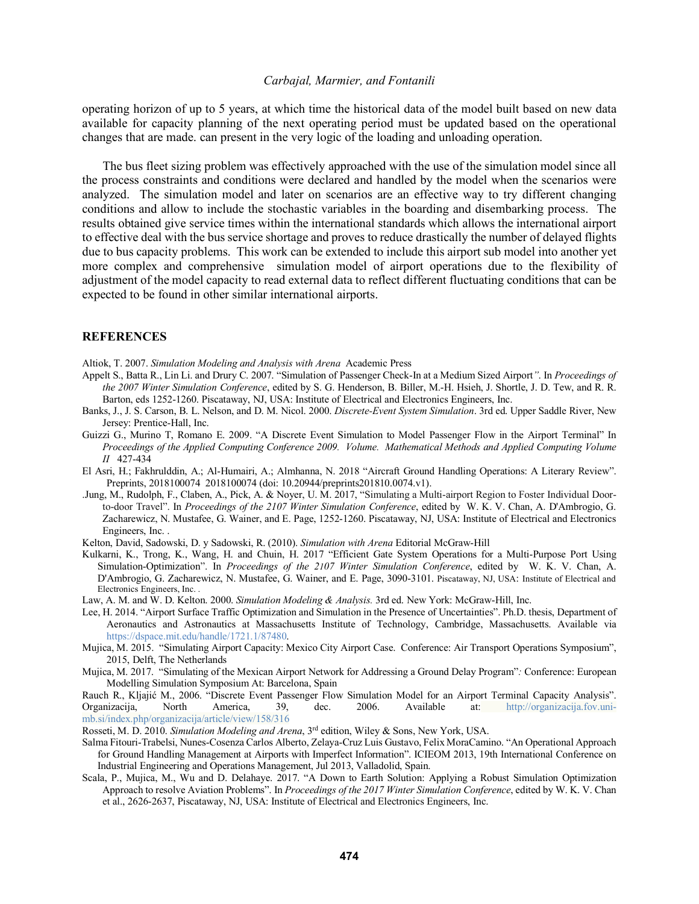operating horizon of up to 5 years, at which time the historical data of the model built based on new data available for capacity planning of the next operating period must be updated based on the operational changes that are made. can present in the very logic of the loading and unloading operation.

The bus fleet sizing problem was effectively approached with the use of the simulation model since all the process constraints and conditions were declared and handled by the model when the scenarios were analyzed. The simulation model and later on scenarios are an effective way to try different changing conditions and allow to include the stochastic variables in the boarding and disembarking process. The results obtained give service times within the international standards which allows the international airport to effective deal with the bus service shortage and proves to reduce drastically the number of delayed flights due to bus capacity problems. This work can be extended to include this airport sub model into another yet more complex and comprehensive simulation model of airport operations due to the flexibility of adjustment of the model capacity to read external data to reflect different fluctuating conditions that can be expected to be found in other similar international airports.

## REFERENCES

Altiok, T. 2007. *Simulation Modeling and Analysis with Arena* Academic Press

Appelt S., Batta R., Lin Li. and Drury C. 2007. "Simulation of Passenger Check-In at a Medium Sized Airport*".* In *Proceedings of the 2007 Winter Simulation Conference*, edited by S. G. Henderson, B. Biller, M.-H. Hsieh, J. Shortle, J. D. Tew, and R. R. Barton, eds 1252-1260. Piscataway, NJ, USA: Institute of Electrical and Electronics Engineers, Inc.

Banks, J., J. S. Carson, B. L. Nelson, and D. M. Nicol. 2000. *Discrete-Event System Simulation*. 3rd ed. Upper Saddle River, New Jersey: Prentice-Hall, Inc.

Guizzi G., Murino T, Romano E. 2009. "A Discrete Event Simulation to Model Passenger Flow in the Airport Terminal" In *Proceedings of the Applied Computing Conference 2009. Volume. Mathematical Methods and Applied Computing Volume II* 427-434

El Asri, H.; Fakhrulddin, A.; Al-Humairi, A.; Almhanna, N. 2018 "Aircraft Ground Handling Operations: A Literary Review". Preprints, 2018100074 2018100074 (doi: 10.20944/preprints201810.0074.v1).

.Jung, M., Rudolph, F., Claben, A., Pick, A. & Noyer, U. M. 2017, "Simulating a Multi-airport Region to Foster Individual Door-to-door Travel". In *Proceedings of the 2107 Winter Simulation Conference*, edited by W. K. V. Chan, A. D'Ambrogio, G. Zacharewicz, N. Mustafee, G. Wainer, and E. Page, 1252-1260. Piscataway, NJ, USA: Institute of Electrical and Electronics Engineers, Inc. .

Kelton, David, Sadowski, D. y Sadowski, R. (2010). *Simulation with Arena* Editorial McGraw-Hill

Kulkarni, K., Trong, K., Wang, H. and Chuin, H. 2017 "Efficient Gate System Operations for a Multi-Purpose Port Using Simulation-Optimization". In *Proceedings of the 2107 Winter Simulation Conference*, edited by W. K. V. Chan, A. D'Ambrogio, G. Zacharewicz, N. Mustafee, G. Wainer, and E. Page, 3090-3101. Piscataway, NJ, USA: Institute of Electrical and Electronics Engineers, Inc. .

Law, A. M. and W. D. Kelton. 2000. *Simulation Modeling & Analysis.* 3rd ed. New York: McGraw-Hill, Inc.

Lee, H. 2014. "Airport Surface Traffic Optimization and Simulation in the Presence of Uncertainties". Ph.D. thesis, Department of Aeronautics and Astronautics at Massachusetts Institute of Technology, Cambridge, Massachusetts. Available via https://dspace.mit.edu/handle/1721.1/87480.

Mujica, M. 2015. "Simulating Airport Capacity: Mexico City Airport Case. Conference: Air Transport Operations Symposium", 2015, Delft, The Netherlands

Mujica, M. 2017. "Simulating of the Mexican Airport Network for Addressing a Ground Delay Program"*:* Conference: European Modelling Simulation Symposium At: Barcelona, Spain

Rauch R., Kljajić M., 2006. "Discrete Event Passenger Flow Simulation Model for an Airport Terminal Capacity Analysis". Organizacija, North America, 39, dec. 2006. Available at: http://organizacija.fov.uni-mb.si/index.php/organizacija/article/view/158/316

Rosseti, M. D. 2010. *Simulation Modeling and Arena*, 3rd edition, Wiley & Sons, New York, USA.

Salma Fitouri-Trabelsi, Nunes-Cosenza Carlos Alberto, Zelaya-Cruz Luis Gustavo, Felix MoraCamino. "An Operational Approach for Ground Handling Management at Airports with Imperfect Information". ICIEOM 2013, 19th International Conference on Industrial Engineering and Operations Management, Jul 2013, Valladolid, Spain.

Scala, P., Mujica, M., Wu and D. Delahaye. 2017. "A Down to Earth Solution: Applying a Robust Simulation Optimization Approach to resolve Aviation Problems". In *Proceedings of the 2017 Winter Simulation Conference*, edited by W. K. V. Chan et al., 2626-2637, Piscataway, NJ, USA: Institute of Electrical and Electronics Engineers, Inc.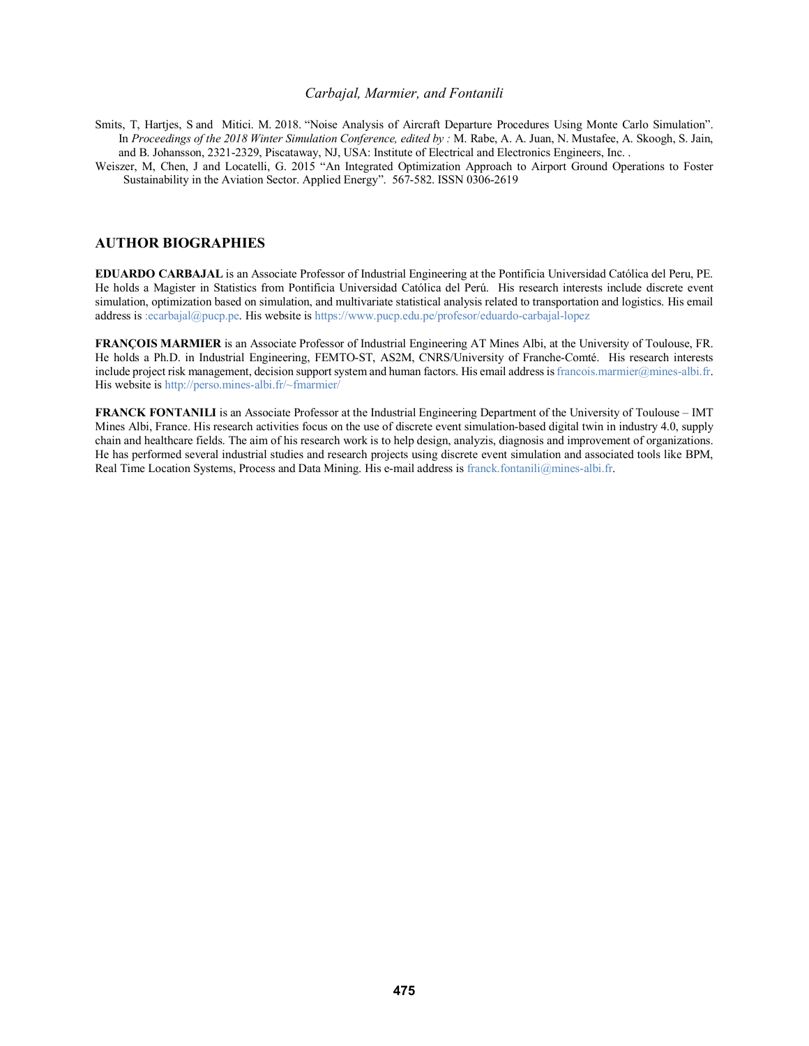Smits, T, Hartjes, S and Mitici. M. 2018. "Noise Analysis of Aircraft Departure Procedures Using Monte Carlo Simulation". In *Proceedings of the 2018 Winter Simulation Conference, edited by :* M. Rabe, A. A. Juan, N. Mustafee, A. Skoogh, S. Jain, and B. Johansson, 2321-2329, Piscataway, NJ, USA: Institute of Electrical and Electronics Engineers, Inc. .

Weiszer, M, Chen, J and Locatelli, G. 2015 "An Integrated Optimization Approach to Airport Ground Operations to Foster Sustainability in the Aviation Sector. Applied Energy". 567-582. ISSN 0306-2619

## AUTHOR BIOGRAPHIES

**EDUARDO CARBAJAL** is an Associate Professor of Industrial Engineering at the Pontificia Universidad Católica del Peru, PE. He holds a Magister in Statistics from Pontificia Universidad Católica del Perú. His research interests include discrete event simulation, optimization based on simulation, and multivariate statistical analysis related to transportation and logistics. His email address is :ecarbajal@pucp.pe. His website is https://www.pucp.edu.pe/profesor/eduardo-carbajal-lopez

**FRANÇOIS MARMIER** is an Associate Professor of Industrial Engineering AT Mines Albi, at the University of Toulouse, FR. He holds a Ph.D. in Industrial Engineering, FEMTO-ST, AS2M, CNRS/University of Franche-Comté. His research interests include project risk management, decision support system and human factors. His email address is francois.marmier@mines-albi.fr. His website is http://perso.mines-albi.fr/~fmarmier/

**FRANCK FONTANILI** is an Associate Professor at the Industrial Engineering Department of the University of Toulouse – IMT Mines Albi, France. His research activities focus on the use of discrete event simulation-based digital twin in industry 4.0, supply chain and healthcare fields. The aim of his research work is to help design, analyzis, diagnosis and improvement of organizations. He has performed several industrial studies and research projects using discrete event simulation and associated tools like BPM, Real Time Location Systems, Process and Data Mining. His e-mail address is franck.fontanili@mines-albi.fr.